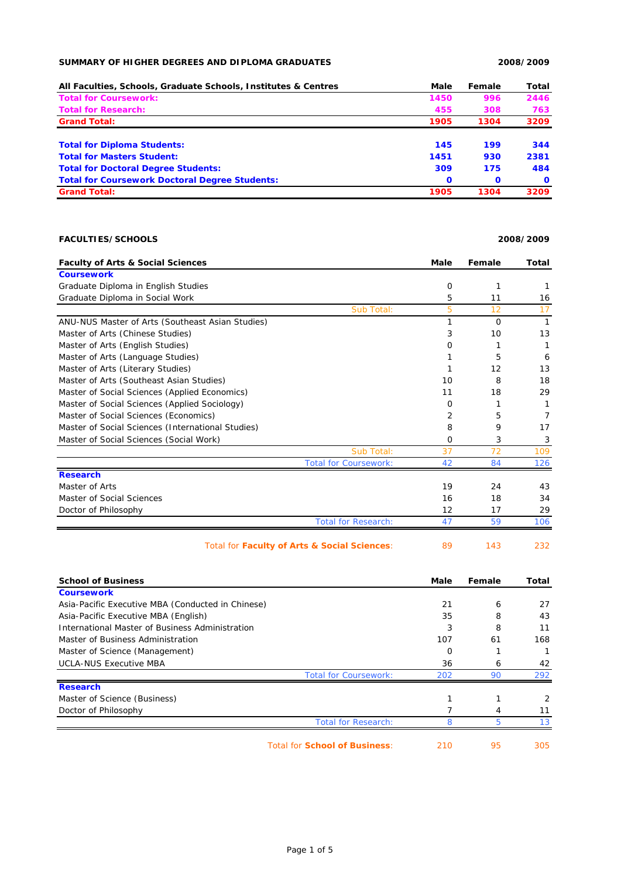**SUMMARY OF HIGHER DEGREES AND DIPLOMA GRADUATES** **2008/2009**

| All Faculties, Schools, Graduate Schools, Institutes & Centres | Male | Female | Total |
|---|---|---|---|
| **Total for Coursework:** | **1450** | **996** | **2446** |
| **Total for Research:** | **455** | **308** | **763** |
| **Grand Total:** | **1905** | **1304** | **3209** |
| | | | |
| **Total for Diploma Students:** | **145** | **199** | **344** |
| **Total for Masters Student:** | **1451** | **930** | **2381** |
| **Total for Doctoral Degree Students:** | **309** | **175** | **484** |
| **Total for Coursework Doctoral Degree Students:** | **0** | **0** | **0** |
| **Grand Total:** | **1905** | **1304** | **3209** |

**FACULTIES/SCHOOLS** **2008/2009**

| Faculty of Arts & Social Sciences | Male | Female | Total |
|---|---|---|---|
| **Coursework** | | | |
| Graduate Diploma in English Studies | 0 | 1 | 1 |
| Graduate Diploma in Social Work | 5 | 11 | 16 |
| Sub Total: | 5 | 12 | 17 |
| ANU-NUS Master of Arts (Southeast Asian Studies) | 1 | 0 | 1 |
| Master of Arts (Chinese Studies) | 3 | 10 | 13 |
| Master of Arts (English Studies) | 0 | 1 | 1 |
| Master of Arts (Language Studies) | 1 | 5 | 6 |
| Master of Arts (Literary Studies) | 1 | 12 | 13 |
| Master of Arts (Southeast Asian Studies) | 10 | 8 | 18 |
| Master of Social Sciences (Applied Economics) | 11 | 18 | 29 |
| Master of Social Sciences (Applied Sociology) | 0 | 1 | 1 |
| Master of Social Sciences (Economics) | 2 | 5 | 7 |
| Master of Social Sciences (International Studies) | 8 | 9 | 17 |
| Master of Social Sciences (Social Work) | 0 | 3 | 3 |
| Sub Total: | 37 | 72 | 109 |
| Total for Coursework: | 42 | 84 | 126 |
| **Research** | | | |
| Master of Arts | 19 | 24 | 43 |
| Master of Social Sciences | 16 | 18 | 34 |
| Doctor of Philosophy | 12 | 17 | 29 |
| Total for Research: | 47 | 59 | 106 |
| Total for **Faculty of Arts & Social Sciences**: | 89 | 143 | 232 |

| School of Business | Male | Female | Total |
|---|---|---|---|
| **Coursework** | | | |
| Asia-Pacific Executive MBA (Conducted in Chinese) | 21 | 6 | 27 |
| Asia-Pacific Executive MBA (English) | 35 | 8 | 43 |
| International Master of Business Administration | 3 | 8 | 11 |
| Master of Business Administration | 107 | 61 | 168 |
| Master of Science (Management) | 0 | 1 | 1 |
| UCLA-NUS Executive MBA | 36 | 6 | 42 |
| Total for Coursework: | 202 | 90 | 292 |
| **Research** | | | |
| Master of Science (Business) | 1 | 1 | 2 |
| Doctor of Philosophy | 7 | 4 | 11 |
| Total for Research: | 8 | 5 | 13 |
| Total for **School of Business**: | 210 | 95 | 305 |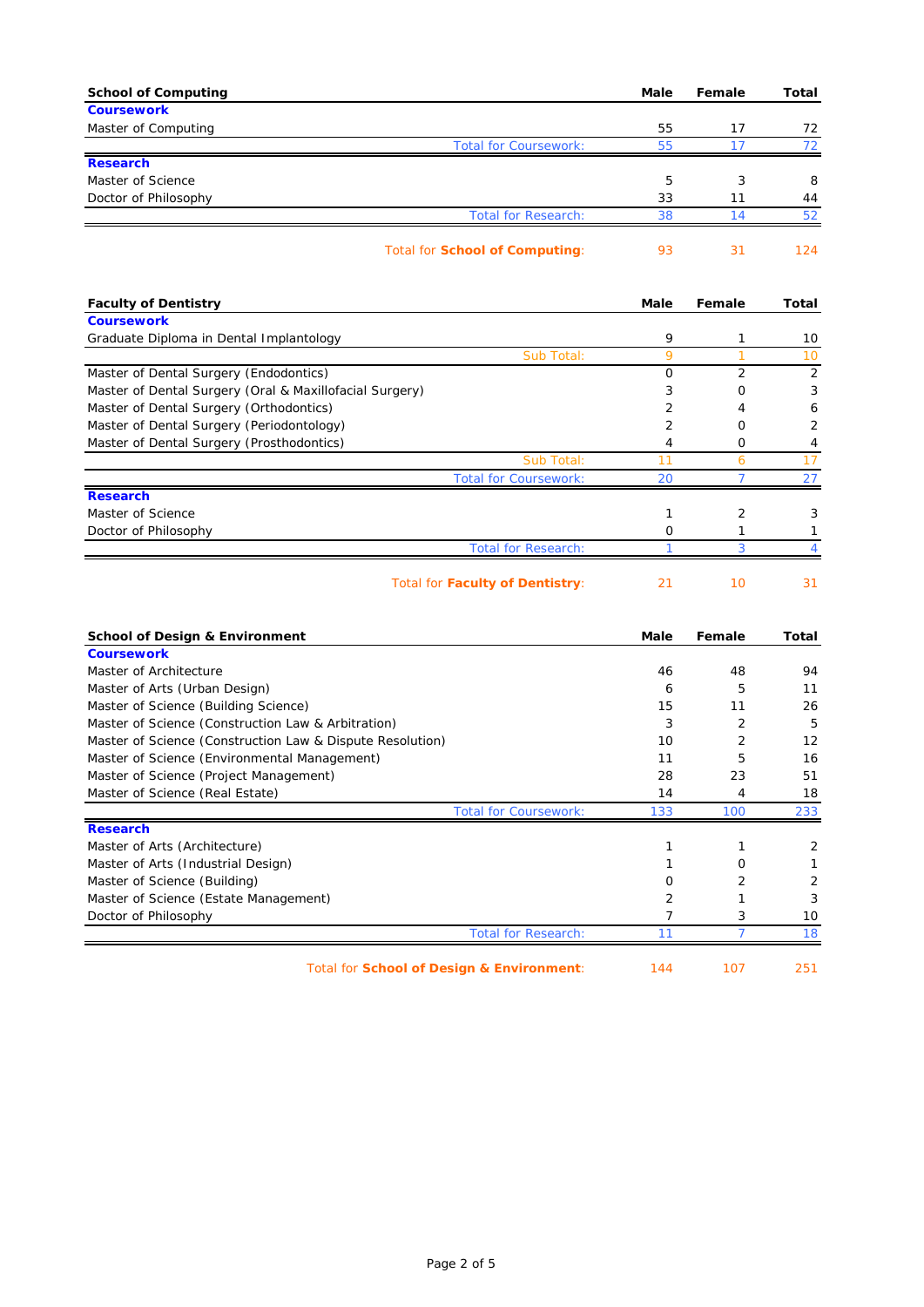| School of Computing | Male | Female | Total |
|---|---|---|---|
| **Coursework** | | | |
| Master of Computing | 55 | 17 | 72 |
| Total for Coursework: | 55 | 17 | 72 |
| **Research** | | | |
| Master of Science | 5 | 3 | 8 |
| Doctor of Philosophy | 33 | 11 | 44 |
| Total for Research: | 38 | 14 | 52 |
| Total for **School of Computing**: | 93 | 31 | 124 |

| Faculty of Dentistry | Male | Female | Total |
|---|---|---|---|
| **Coursework** | | | |
| Graduate Diploma in Dental Implantology | 9 | 1 | 10 |
| Sub Total: | 9 | 1 | 10 |
| Master of Dental Surgery (Endodontics) | 0 | 2 | 2 |
| Master of Dental Surgery (Oral & Maxillofacial Surgery) | 3 | 0 | 3 |
| Master of Dental Surgery (Orthodontics) | 2 | 4 | 6 |
| Master of Dental Surgery (Periodontology) | 2 | 0 | 2 |
| Master of Dental Surgery (Prosthodontics) | 4 | 0 | 4 |
| Sub Total: | 11 | 6 | 17 |
| Total for Coursework: | 20 | 7 | 27 |
| **Research** | | | |
| Master of Science | 1 | 2 | 3 |
| Doctor of Philosophy | 0 | 1 | 1 |
| Total for Research: | 1 | 3 | 4 |
| Total for **Faculty of Dentistry**: | 21 | 10 | 31 |

| School of Design & Environment | Male | Female | Total |
|---|---|---|---|
| **Coursework** | | | |
| Master of Architecture | 46 | 48 | 94 |
| Master of Arts (Urban Design) | 6 | 5 | 11 |
| Master of Science (Building Science) | 15 | 11 | 26 |
| Master of Science (Construction Law & Arbitration) | 3 | 2 | 5 |
| Master of Science (Construction Law & Dispute Resolution) | 10 | 2 | 12 |
| Master of Science (Environmental Management) | 11 | 5 | 16 |
| Master of Science (Project Management) | 28 | 23 | 51 |
| Master of Science (Real Estate) | 14 | 4 | 18 |
| Total for Coursework: | 133 | 100 | 233 |
| **Research** | | | |
| Master of Arts (Architecture) | 1 | 1 | 2 |
| Master of Arts (Industrial Design) | 1 | 0 | 1 |
| Master of Science (Building) | 0 | 2 | 2 |
| Master of Science (Estate Management) | 2 | 1 | 3 |
| Doctor of Philosophy | 7 | 3 | 10 |
| Total for Research: | 11 | 7 | 18 |
| Total for **School of Design & Environment**: | 144 | 107 | 251 |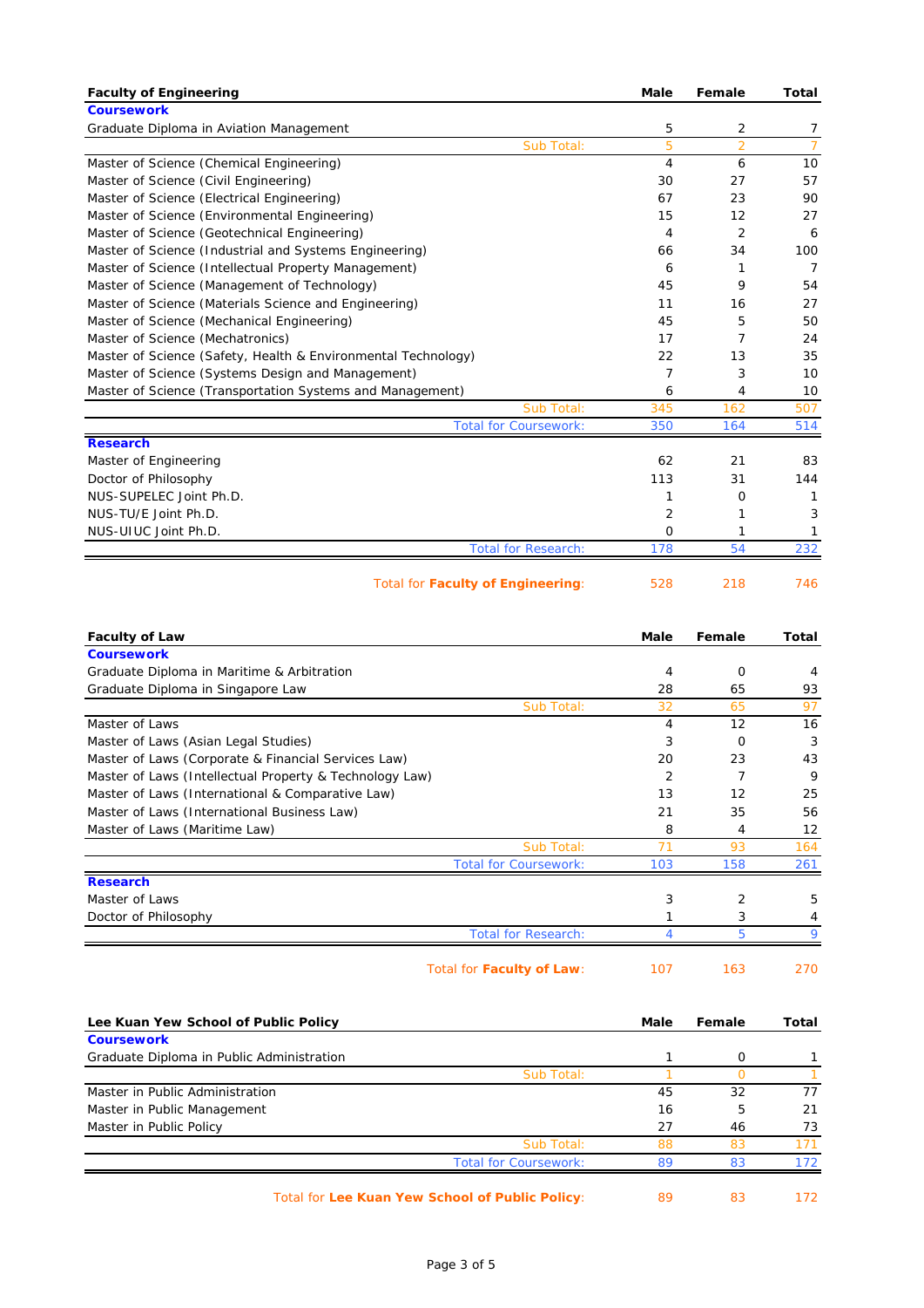| Faculty of Engineering | Male | Female | Total |
|---|---|---|---|
| **Coursework** | | | |
| Graduate Diploma in Aviation Management | 5 | 2 | 7 |
| Sub Total: | 5 | 2 | 7 |
| Master of Science (Chemical Engineering) | 4 | 6 | 10 |
| Master of Science (Civil Engineering) | 30 | 27 | 57 |
| Master of Science (Electrical Engineering) | 67 | 23 | 90 |
| Master of Science (Environmental Engineering) | 15 | 12 | 27 |
| Master of Science (Geotechnical Engineering) | 4 | 2 | 6 |
| Master of Science (Industrial and Systems Engineering) | 66 | 34 | 100 |
| Master of Science (Intellectual Property Management) | 6 | 1 | 7 |
| Master of Science (Management of Technology) | 45 | 9 | 54 |
| Master of Science (Materials Science and Engineering) | 11 | 16 | 27 |
| Master of Science (Mechanical Engineering) | 45 | 5 | 50 |
| Master of Science (Mechatronics) | 17 | 7 | 24 |
| Master of Science (Safety, Health & Environmental Technology) | 22 | 13 | 35 |
| Master of Science (Systems Design and Management) | 7 | 3 | 10 |
| Master of Science (Transportation Systems and Management) | 6 | 4 | 10 |
| Sub Total: | 345 | 162 | 507 |
| Total for Coursework: | 350 | 164 | 514 |
| **Research** | | | |
| Master of Engineering | 62 | 21 | 83 |
| Doctor of Philosophy | 113 | 31 | 144 |
| NUS-SUPELEC Joint Ph.D. | 1 | 0 | 1 |
| NUS-TU/E Joint Ph.D. | 2 | 1 | 3 |
| NUS-UIUC Joint Ph.D. | 0 | 1 | 1 |
| Total for Research: | 178 | 54 | 232 |
| Total for **Faculty of Engineering**: | 528 | 218 | 746 |

| Faculty of Law | Male | Female | Total |
|---|---|---|---|
| **Coursework** | | | |
| Graduate Diploma in Maritime & Arbitration | 4 | 0 | 4 |
| Graduate Diploma in Singapore Law | 28 | 65 | 93 |
| Sub Total: | 32 | 65 | 97 |
| Master of Laws | 4 | 12 | 16 |
| Master of Laws (Asian Legal Studies) | 3 | 0 | 3 |
| Master of Laws (Corporate & Financial Services Law) | 20 | 23 | 43 |
| Master of Laws (Intellectual Property & Technology Law) | 2 | 7 | 9 |
| Master of Laws (International & Comparative Law) | 13 | 12 | 25 |
| Master of Laws (International Business Law) | 21 | 35 | 56 |
| Master of Laws (Maritime Law) | 8 | 4 | 12 |
| Sub Total: | 71 | 93 | 164 |
| Total for Coursework: | 103 | 158 | 261 |
| **Research** | | | |
| Master of Laws | 3 | 2 | 5 |
| Doctor of Philosophy | 1 | 3 | 4 |
| Total for Research: | 4 | 5 | 9 |
| Total for **Faculty of Law**: | 107 | 163 | 270 |

| Lee Kuan Yew School of Public Policy | Male | Female | Total |
|---|---|---|---|
| **Coursework** | | | |
| Graduate Diploma in Public Administration | 1 | 0 | 1 |
| Sub Total: | 1 | 0 | 1 |
| Master in Public Administration | 45 | 32 | 77 |
| Master in Public Management | 16 | 5 | 21 |
| Master in Public Policy | 27 | 46 | 73 |
| Sub Total: | 88 | 83 | 171 |
| Total for Coursework: | 89 | 83 | 172 |
| Total for **Lee Kuan Yew School of Public Policy**: | 89 | 83 | 172 |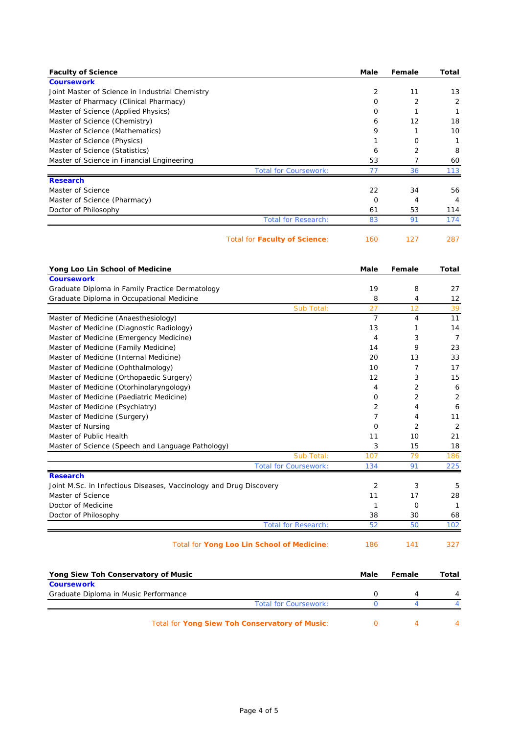| Faculty of Science | Male | Female | Total |
|---|---|---|---|
| **Coursework** | | | |
| Joint Master of Science in Industrial Chemistry | 2 | 11 | 13 |
| Master of Pharmacy (Clinical Pharmacy) | 0 | 2 | 2 |
| Master of Science (Applied Physics) | 0 | 1 | 1 |
| Master of Science (Chemistry) | 6 | 12 | 18 |
| Master of Science (Mathematics) | 9 | 1 | 10 |
| Master of Science (Physics) | 1 | 0 | 1 |
| Master of Science (Statistics) | 6 | 2 | 8 |
| Master of Science in Financial Engineering | 53 | 7 | 60 |
| Total for Coursework: | 77 | 36 | 113 |
| **Research** | | | |
| Master of Science | 22 | 34 | 56 |
| Master of Science (Pharmacy) | 0 | 4 | 4 |
| Doctor of Philosophy | 61 | 53 | 114 |
| Total for Research: | 83 | 91 | 174 |
| Total for **Faculty of Science**: | 160 | 127 | 287 |

| Yong Loo Lin School of Medicine | Male | Female | Total |
|---|---|---|---|
| **Coursework** | | | |
| Graduate Diploma in Family Practice Dermatology | 19 | 8 | 27 |
| Graduate Diploma in Occupational Medicine | 8 | 4 | 12 |
| Sub Total: | 27 | 12 | 39 |
| Master of Medicine (Anaesthesiology) | 7 | 4 | 11 |
| Master of Medicine (Diagnostic Radiology) | 13 | 1 | 14 |
| Master of Medicine (Emergency Medicine) | 4 | 3 | 7 |
| Master of Medicine (Family Medicine) | 14 | 9 | 23 |
| Master of Medicine (Internal Medicine) | 20 | 13 | 33 |
| Master of Medicine (Ophthalmology) | 10 | 7 | 17 |
| Master of Medicine (Orthopaedic Surgery) | 12 | 3 | 15 |
| Master of Medicine (Otorhinolaryngology) | 4 | 2 | 6 |
| Master of Medicine (Paediatric Medicine) | 0 | 2 | 2 |
| Master of Medicine (Psychiatry) | 2 | 4 | 6 |
| Master of Medicine (Surgery) | 7 | 4 | 11 |
| Master of Nursing | 0 | 2 | 2 |
| Master of Public Health | 11 | 10 | 21 |
| Master of Science (Speech and Language Pathology) | 3 | 15 | 18 |
| Sub Total: | 107 | 79 | 186 |
| Total for Coursework: | 134 | 91 | 225 |
| **Research** | | | |
| Joint M.Sc. in Infectious Diseases, Vaccinology and Drug Discovery | 2 | 3 | 5 |
| Master of Science | 11 | 17 | 28 |
| Doctor of Medicine | 1 | 0 | 1 |
| Doctor of Philosophy | 38 | 30 | 68 |
| Total for Research: | 52 | 50 | 102 |
| Total for **Yong Loo Lin School of Medicine**: | 186 | 141 | 327 |

| Yong Siew Toh Conservatory of Music | Male | Female | Total |
|---|---|---|---|
| **Coursework** | | | |
| Graduate Diploma in Music Performance | 0 | 4 | 4 |
| Total for Coursework: | 0 | 4 | 4 |
| Total for **Yong Siew Toh Conservatory of Music**: | 0 | 4 | 4 |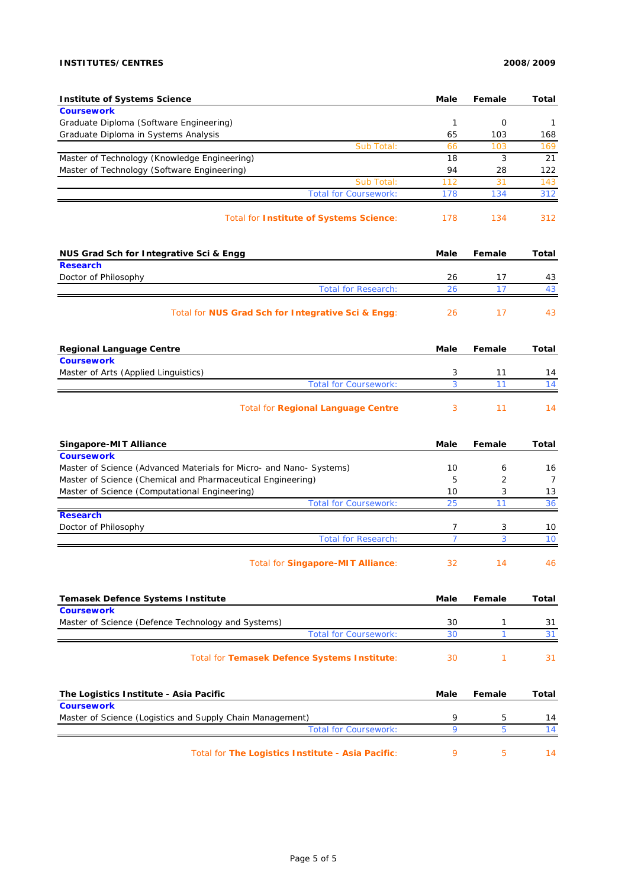**INSTITUTES/CENTRES** **2008/2009**

| Institute of Systems Science | Male | Female | Total |
|---|---|---|---|
| **Coursework** | | | |
| Graduate Diploma (Software Engineering) | 1 | 0 | 1 |
| Graduate Diploma in Systems Analysis | 65 | 103 | 168 |
| Sub Total: | 66 | 103 | 169 |
| Master of Technology (Knowledge Engineering) | 18 | 3 | 21 |
| Master of Technology (Software Engineering) | 94 | 28 | 122 |
| Sub Total: | 112 | 31 | 143 |
| Total for Coursework: | 178 | 134 | 312 |
| Total for **Institute of Systems Science**: | 178 | 134 | 312 |

| NUS Grad Sch for Integrative Sci & Engg | Male | Female | Total |
|---|---|---|---|
| **Research** | | | |
| Doctor of Philosophy | 26 | 17 | 43 |
| Total for Research: | 26 | 17 | 43 |
| Total for **NUS Grad Sch for Integrative Sci & Engg**: | 26 | 17 | 43 |

| Regional Language Centre | Male | Female | Total |
|---|---|---|---|
| **Coursework** | | | |
| Master of Arts (Applied Linguistics) | 3 | 11 | 14 |
| Total for Coursework: | 3 | 11 | 14 |
| Total for **Regional Language Centre** | 3 | 11 | 14 |

| Singapore-MIT Alliance | Male | Female | Total |
|---|---|---|---|
| **Coursework** | | | |
| Master of Science (Advanced Materials for Micro- and Nano- Systems) | 10 | 6 | 16 |
| Master of Science (Chemical and Pharmaceutical Engineering) | 5 | 2 | 7 |
| Master of Science (Computational Engineering) | 10 | 3 | 13 |
| Total for Coursework: | 25 | 11 | 36 |
| **Research** | | | |
| Doctor of Philosophy | 7 | 3 | 10 |
| Total for Research: | 7 | 3 | 10 |
| Total for **Singapore-MIT Alliance**: | 32 | 14 | 46 |

| Temasek Defence Systems Institute | Male | Female | Total |
|---|---|---|---|
| **Coursework** | | | |
| Master of Science (Defence Technology and Systems) | 30 | 1 | 31 |
| Total for Coursework: | 30 | 1 | 31 |
| Total for **Temasek Defence Systems Institute**: | 30 | 1 | 31 |

| The Logistics Institute - Asia Pacific | Male | Female | Total |
|---|---|---|---|
| **Coursework** | | | |
| Master of Science (Logistics and Supply Chain Management) | 9 | 5 | 14 |
| Total for Coursework: | 9 | 5 | 14 |
| Total for **The Logistics Institute - Asia Pacific**: | 9 | 5 | 14 |